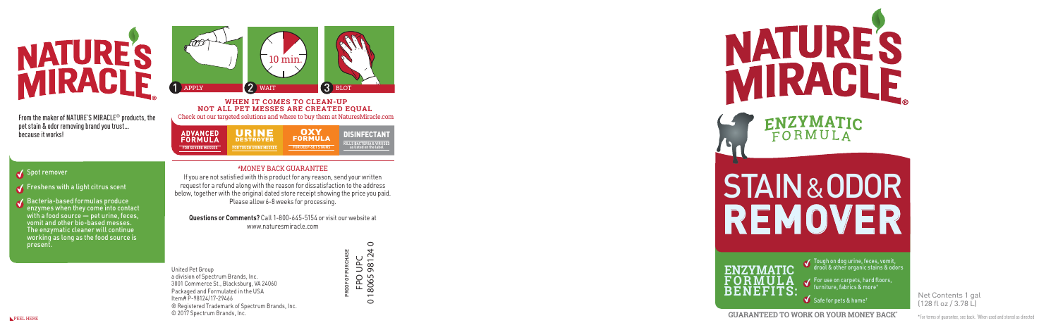# NATURE'S MIRACLE®

From the maker of NATURE'S MIRACLE® products, the pet stain & odor removing brand you trust... because it works!

- Spot remover
- Freshens with a light citrus scent
- **Bacteria-based formulas produce enzymes when they come into contact with a food source — pet urine, feces, vomit and other bio-based messes. The enzymatic cleaner will continue working as long as the food source is present.**

1 APPLY 2 WAIT 10 min. 3 BLOT

**WHEN IT COMES TO CLEAN-UP NOT ALL PET MESSES ARE CREATED EQUAL**

Check out our targeted solutions and where to buy them at NaturesMiracle.com

| ADVANCED FORMULA | URINE DESTROYER | OXY FORMULA | DISINFECTANT |
|---|---|---|---|
| FOR SEVERE MESSES | FOR TOUGH URINE MESSES | FOR DEEP-SET STAINS | KILLS BACTERIA & VIRUSES as listed on the label |

## *MONEY BACK GUARANTEE

If you are not satisfied with this product for any reason, send your written request for a refund along with the reason for dissatisfaction to the address below, together with the original dated store receipt showing the price you paid. Please allow 6-8 weeks for processing.

**Questions or Comments?** Call 1-800-645-5154 or visit our website at www.naturesmiracle.com

United Pet Group
a division of Spectrum Brands, Inc.
3001 Commerce St., Blacksburg, VA 24060
Packaged and Formulated in the USA
Item# P-98124/17-29466
® Registered Trademark of Spectrum Brands, Inc.
© 2017 Spectrum Brands, Inc.

PROOF OF PURCHASE
FPO UPC
0 18065 98124 0

PEEL HERE

# NATURE'S MIRACLE®

## ENZYMATIC FORMULA

# STAIN & ODOR REMOVER

**ENZYMATIC FORMULA BENEFITS:**

- Tough on dog urine, feces, vomit, drool & other organic stains & odors
- For use on carpets, hard floors, furniture, fabrics & more†
- Safe for pets & home†

**GUARANTEED TO WORK OR YOUR MONEY BACK***

Net Contents 1 gal (128 fl oz / 3.78 L)

*For terms of guarantee, see back. †When used and stored as directed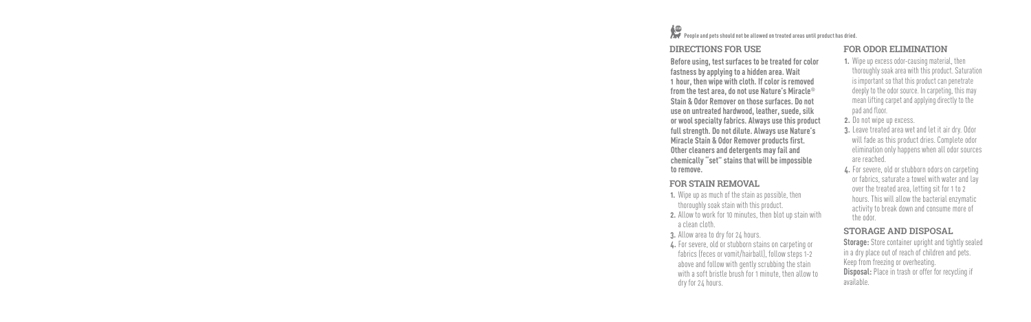People and pets should not be allowed on treated areas until product has dried.

## DIRECTIONS FOR USE

**Before using, test surfaces to be treated for color fastness by applying to a hidden area. Wait 1 hour, then wipe with cloth. If color is removed from the test area, do not use Nature's Miracle® Stain & Odor Remover on those surfaces. Do not use on untreated hardwood, leather, suede, silk or wool specialty fabrics. Always use this product full strength. Do not dilute. Always use Nature's Miracle Stain & Odor Remover products first. Other cleaners and detergents may fail and chemically "set" stains that will be impossible to remove.**

## FOR STAIN REMOVAL

1. Wipe up as much of the stain as possible, then thoroughly soak stain with this product.
2. Allow to work for 10 minutes, then blot up stain with a clean cloth.
3. Allow area to dry for 24 hours.
4. For severe, old or stubborn stains on carpeting or fabrics (feces or vomit/hairball), follow steps 1-2 above and follow with gently scrubbing the stain with a soft bristle brush for 1 minute, then allow to dry for 24 hours.

## FOR ODOR ELIMINATION

1. Wipe up excess odor-causing material, then thoroughly soak area with this product. Saturation is important so that this product can penetrate deeply to the odor source. In carpeting, this may mean lifting carpet and applying directly to the pad and floor.
2. Do not wipe up excess.
3. Leave treated area wet and let it air dry. Odor will fade as this product dries. Complete odor elimination only happens when all odor sources are reached.
4. For severe, old or stubborn odors on carpeting or fabrics, saturate a towel with water and lay over the treated area, letting sit for 1 to 2 hours. This will allow the bacterial enzymatic activity to break down and consume more of the odor.

## STORAGE AND DISPOSAL

**Storage:** Store container upright and tightly sealed in a dry place out of reach of children and pets. Keep from freezing or overheating.
**Disposal:** Place in trash or offer for recycling if available.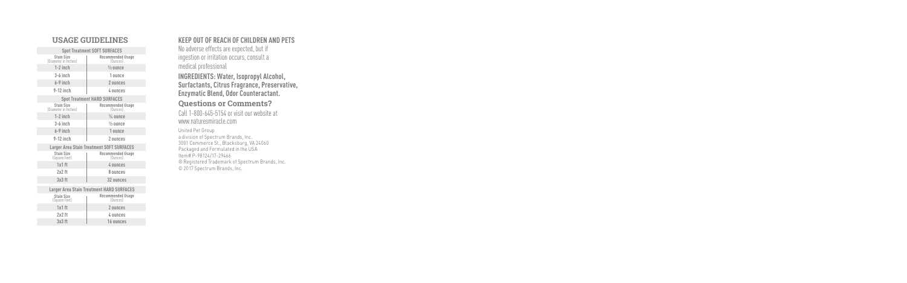## USAGE GUIDELINES

| Spot Treatment SOFT SURFACES | |
|---|---|
| Stain Size (Diameter in Inches) | Recommended Usage (Ounces) |
| 1-2 inch | ½ ounce |
| 3-6 inch | 1 ounce |
| 6-9 inch | 2 ounces |
| 9-12 inch | 4 ounces |

| Spot Treatment HARD SURFACES | |
|---|---|
| Stain Size (Diameter in Inches) | Recommended Usage (Ounces) |
| 1-2 inch | ¼ ounce |
| 3-6 inch | ½ ounce |
| 6-9 inch | 1 ounce |
| 9-12 inch | 2 ounces |

| Larger Area Stain Treatment SOFT SURFACES | |
|---|---|
| Stain Size (Square Feet) | Recommended Usage (Ounces) |
| 1x1 ft | 4 ounces |
| 2x2 ft | 8 ounces |
| 3x3 ft | 32 ounces |

| Larger Area Stain Treatment HARD SURFACES | |
|---|---|
| Stain Size (Square Feet) | Recommended Usage (Ounces) |
| 1x1 ft | 2 ounces |
| 2x2 ft | 4 ounces |
| 3x3 ft | 16 ounces |

**KEEP OUT OF REACH OF CHILDREN AND PETS**

No adverse effects are expected, but if ingestion or irritation occurs, consult a medical professional

**INGREDIENTS: Water, Isopropyl Alcohol, Surfactants, Citrus Fragrance, Preservative, Enzymatic Blend, Odor Counteractant.**

## Questions or Comments?

Call 1-800-645-5154 or visit our website at www.naturesmiracle.com

United Pet Group
a division of Spectrum Brands, Inc.
3001 Commerce St., Blacksburg, VA 24060
Packaged and Formulated in the USA
Item# P-98124/17-29466
® Registered Trademark of Spectrum Brands, Inc.
© 2017 Spectrum Brands, Inc.